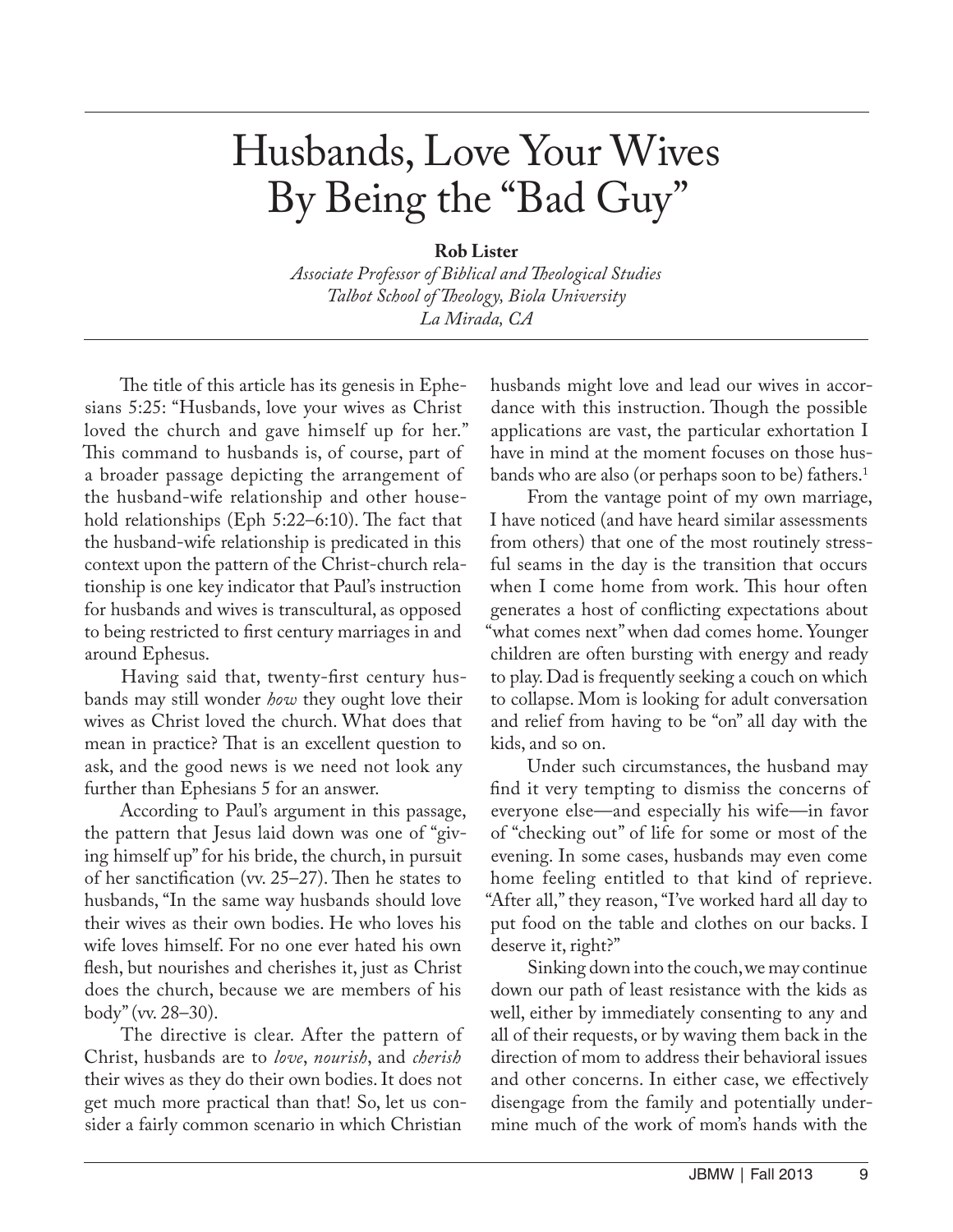# Husbands, Love Your Wives By Being the "Bad Guy"

**Rob Lister**
*Associate Professor of Biblical and Theological Studies*
*Talbot School of Theology, Biola University*
*La Mirada, CA*

The title of this article has its genesis in Ephesians 5:25: "Husbands, love your wives as Christ loved the church and gave himself up for her." This command to husbands is, of course, part of a broader passage depicting the arrangement of the husband-wife relationship and other household relationships (Eph 5:22–6:10). The fact that the husband-wife relationship is predicated in this context upon the pattern of the Christ-church relationship is one key indicator that Paul's instruction for husbands and wives is transcultural, as opposed to being restricted to first century marriages in and around Ephesus.

Having said that, twenty-first century husbands may still wonder *how* they ought love their wives as Christ loved the church. What does that mean in practice? That is an excellent question to ask, and the good news is we need not look any further than Ephesians 5 for an answer.

According to Paul's argument in this passage, the pattern that Jesus laid down was one of "giving himself up" for his bride, the church, in pursuit of her sanctification (vv. 25–27). Then he states to husbands, "In the same way husbands should love their wives as their own bodies. He who loves his wife loves himself. For no one ever hated his own flesh, but nourishes and cherishes it, just as Christ does the church, because we are members of his body" (vv. 28–30).

The directive is clear. After the pattern of Christ, husbands are to *love*, *nourish*, and *cherish* their wives as they do their own bodies. It does not get much more practical than that! So, let us consider a fairly common scenario in which Christian husbands might love and lead our wives in accordance with this instruction. Though the possible applications are vast, the particular exhortation I have in mind at the moment focuses on those husbands who are also (or perhaps soon to be) fathers.[1]

From the vantage point of my own marriage, I have noticed (and have heard similar assessments from others) that one of the most routinely stressful seams in the day is the transition that occurs when I come home from work. This hour often generates a host of conflicting expectations about "what comes next" when dad comes home. Younger children are often bursting with energy and ready to play. Dad is frequently seeking a couch on which to collapse. Mom is looking for adult conversation and relief from having to be "on" all day with the kids, and so on.

Under such circumstances, the husband may find it very tempting to dismiss the concerns of everyone else—and especially his wife—in favor of "checking out" of life for some or most of the evening. In some cases, husbands may even come home feeling entitled to that kind of reprieve. "After all," they reason, "I've worked hard all day to put food on the table and clothes on our backs. I deserve it, right?"

Sinking down into the couch, we may continue down our path of least resistance with the kids as well, either by immediately consenting to any and all of their requests, or by waving them back in the direction of mom to address their behavioral issues and other concerns. In either case, we effectively disengage from the family and potentially undermine much of the work of mom's hands with the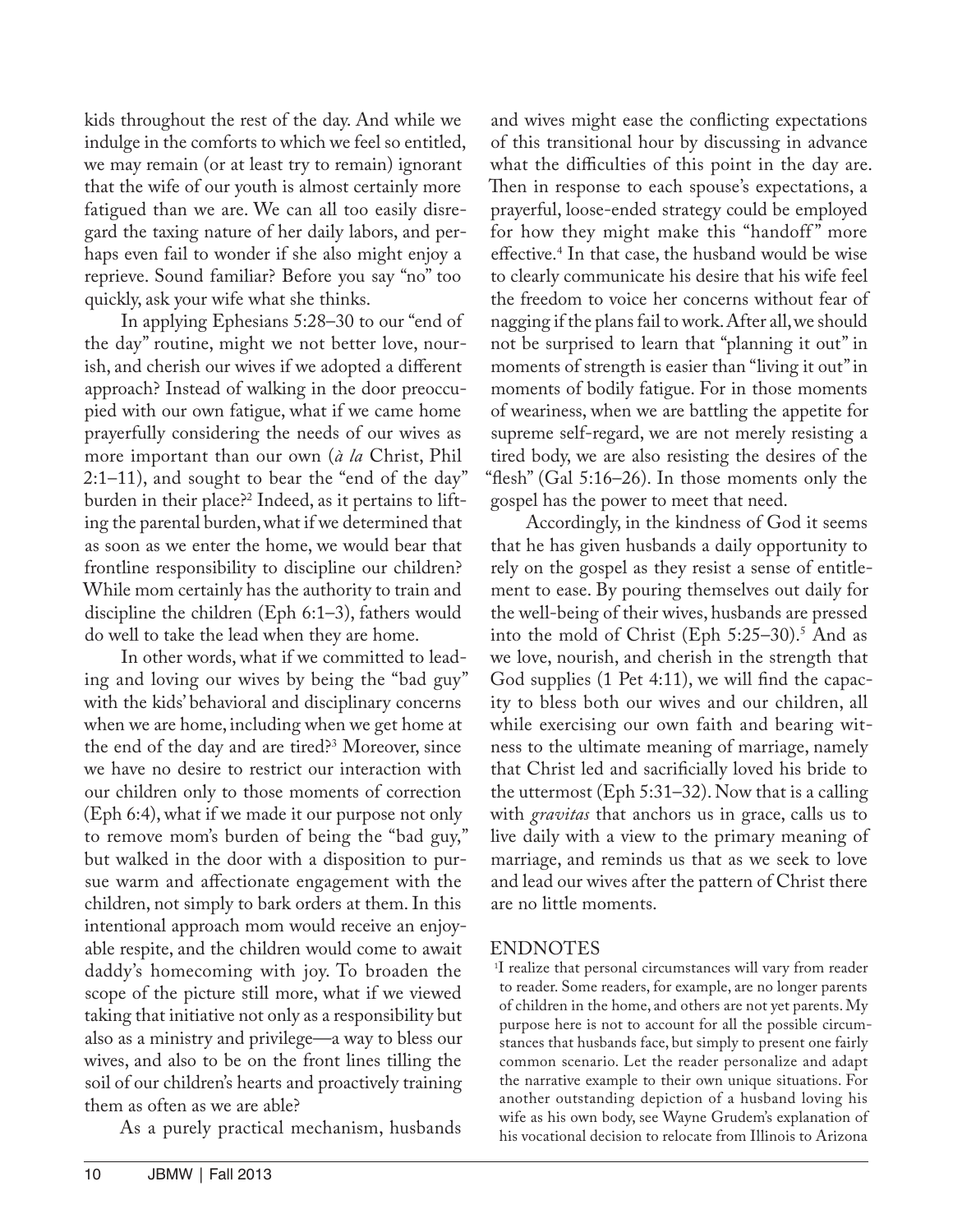kids throughout the rest of the day. And while we indulge in the comforts to which we feel so entitled, we may remain (or at least try to remain) ignorant that the wife of our youth is almost certainly more fatigued than we are. We can all too easily disregard the taxing nature of her daily labors, and perhaps even fail to wonder if she also might enjoy a reprieve. Sound familiar? Before you say "no" too quickly, ask your wife what she thinks.

In applying Ephesians 5:28–30 to our "end of the day" routine, might we not better love, nourish, and cherish our wives if we adopted a different approach? Instead of walking in the door preoccupied with our own fatigue, what if we came home prayerfully considering the needs of our wives as more important than our own (*à la* Christ, Phil 2:1–11), and sought to bear the "end of the day" burden in their place?[2] Indeed, as it pertains to lifting the parental burden, what if we determined that as soon as we enter the home, we would bear that frontline responsibility to discipline our children? While mom certainly has the authority to train and discipline the children (Eph 6:1–3), fathers would do well to take the lead when they are home.

In other words, what if we committed to leading and loving our wives by being the "bad guy" with the kids' behavioral and disciplinary concerns when we are home, including when we get home at the end of the day and are tired?[3] Moreover, since we have no desire to restrict our interaction with our children only to those moments of correction (Eph 6:4), what if we made it our purpose not only to remove mom's burden of being the "bad guy," but walked in the door with a disposition to pursue warm and affectionate engagement with the children, not simply to bark orders at them. In this intentional approach mom would receive an enjoyable respite, and the children would come to await daddy's homecoming with joy. To broaden the scope of the picture still more, what if we viewed taking that initiative not only as a responsibility but also as a ministry and privilege—a way to bless our wives, and also to be on the front lines tilling the soil of our children's hearts and proactively training them as often as we are able?

As a purely practical mechanism, husbands and wives might ease the conflicting expectations of this transitional hour by discussing in advance what the difficulties of this point in the day are. Then in response to each spouse's expectations, a prayerful, loose-ended strategy could be employed for how they might make this "handoff" more effective.[4] In that case, the husband would be wise to clearly communicate his desire that his wife feel the freedom to voice her concerns without fear of nagging if the plans fail to work. After all, we should not be surprised to learn that "planning it out" in moments of strength is easier than "living it out" in moments of bodily fatigue. For in those moments of weariness, when we are battling the appetite for supreme self-regard, we are not merely resisting a tired body, we are also resisting the desires of the "flesh" (Gal 5:16–26). In those moments only the gospel has the power to meet that need.

Accordingly, in the kindness of God it seems that he has given husbands a daily opportunity to rely on the gospel as they resist a sense of entitlement to ease. By pouring themselves out daily for the well-being of their wives, husbands are pressed into the mold of Christ (Eph 5:25–30).[5] And as we love, nourish, and cherish in the strength that God supplies (1 Pet 4:11), we will find the capacity to bless both our wives and our children, all while exercising our own faith and bearing witness to the ultimate meaning of marriage, namely that Christ led and sacrificially loved his bride to the uttermost (Eph 5:31–32). Now that is a calling with *gravitas* that anchors us in grace, calls us to live daily with a view to the primary meaning of marriage, and reminds us that as we seek to love and lead our wives after the pattern of Christ there are no little moments.

## ENDNOTES

[1]I realize that personal circumstances will vary from reader to reader. Some readers, for example, are no longer parents of children in the home, and others are not yet parents. My purpose here is not to account for all the possible circumstances that husbands face, but simply to present one fairly common scenario. Let the reader personalize and adapt the narrative example to their own unique situations. For another outstanding depiction of a husband loving his wife as his own body, see Wayne Grudem's explanation of his vocational decision to relocate from Illinois to Arizona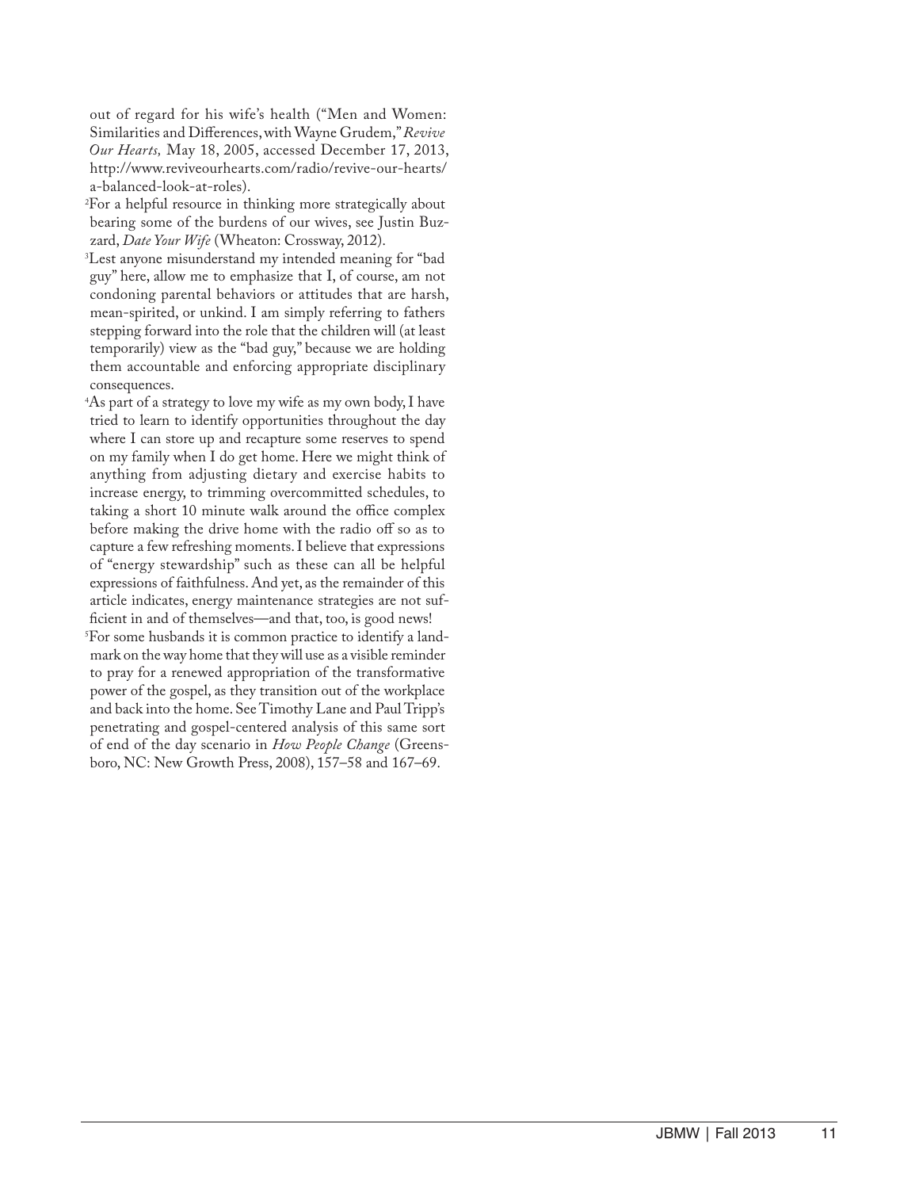out of regard for his wife's health ("Men and Women: Similarities and Differences, with Wayne Grudem," *Revive Our Hearts,* May 18, 2005, accessed December 17, 2013, http://www.reviveourhearts.com/radio/revive-our-hearts/a-balanced-look-at-roles).

[2]For a helpful resource in thinking more strategically about bearing some of the burdens of our wives, see Justin Buzzard, *Date Your Wife* (Wheaton: Crossway, 2012).

[3]Lest anyone misunderstand my intended meaning for "bad guy" here, allow me to emphasize that I, of course, am not condoning parental behaviors or attitudes that are harsh, mean-spirited, or unkind. I am simply referring to fathers stepping forward into the role that the children will (at least temporarily) view as the "bad guy," because we are holding them accountable and enforcing appropriate disciplinary consequences.

[4]As part of a strategy to love my wife as my own body, I have tried to learn to identify opportunities throughout the day where I can store up and recapture some reserves to spend on my family when I do get home. Here we might think of anything from adjusting dietary and exercise habits to increase energy, to trimming overcommitted schedules, to taking a short 10 minute walk around the office complex before making the drive home with the radio off so as to capture a few refreshing moments. I believe that expressions of "energy stewardship" such as these can all be helpful expressions of faithfulness. And yet, as the remainder of this article indicates, energy maintenance strategies are not sufficient in and of themselves—and that, too, is good news!

[5]For some husbands it is common practice to identify a landmark on the way home that they will use as a visible reminder to pray for a renewed appropriation of the transformative power of the gospel, as they transition out of the workplace and back into the home. See Timothy Lane and Paul Tripp's penetrating and gospel-centered analysis of this same sort of end of the day scenario in *How People Change* (Greensboro, NC: New Growth Press, 2008), 157–58 and 167–69.